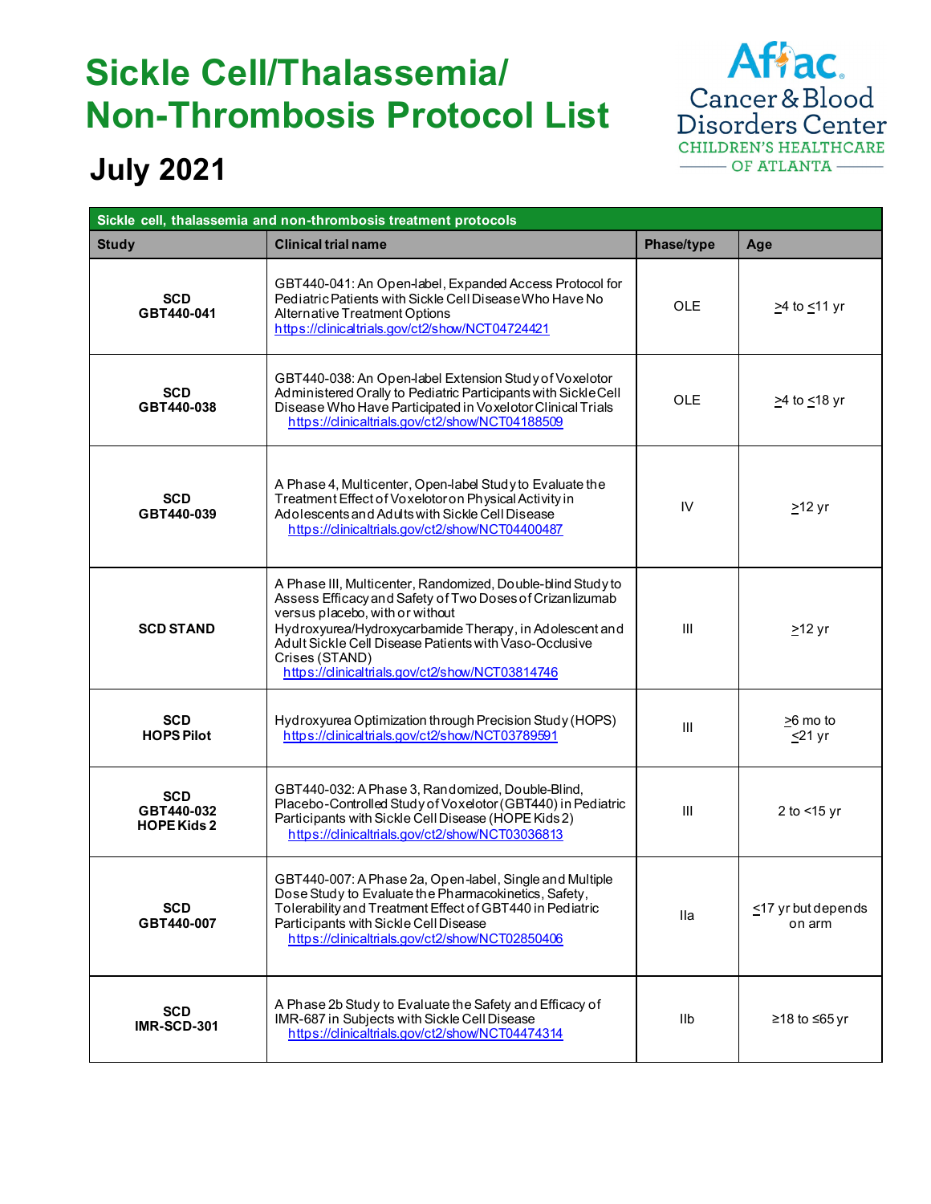# Sickle Cell/Thalassemia/ Non-Thrombosis Protocol List

## July 2021

Aflac Cancer & Blood Disorders Center
CHILDREN'S HEALTHCARE OF ATLANTA

| Sickle cell, thalassemia and non-thrombosis treatment protocols | | | |
|---|---|---|---|
| **Study** | **Clinical trial name** | **Phase/type** | **Age** |
| **SCD GBT440-041** | GBT440-041: An Open-label, Expanded Access Protocol for Pediatric Patients with Sickle Cell Disease Who Have No Alternative Treatment Options https://clinicaltrials.gov/ct2/show/NCT04724421 | OLE | ≥4 to ≤11 yr |
| **SCD GBT440-038** | GBT440-038: An Open-label Extension Study of Voxelotor Administered Orally to Pediatric Participants with Sickle Cell Disease Who Have Participated in Voxelotor Clinical Trials https://clinicaltrials.gov/ct2/show/NCT04188509 | OLE | ≥4 to ≤18 yr |
| **SCD GBT440-039** | A Phase 4, Multicenter, Open-label Study to Evaluate the Treatment Effect of Voxelotor on Physical Activity in Adolescents and Adults with Sickle Cell Disease https://clinicaltrials.gov/ct2/show/NCT04400487 | IV | ≥12 yr |
| **SCD STAND** | A Phase III, Multicenter, Randomized, Double-blind Study to Assess Efficacy and Safety of Two Doses of Crizanlizumab versus placebo, with or without Hydroxyurea/Hydroxycarbamide Therapy, in Adolescent and Adult Sickle Cell Disease Patients with Vaso-Occlusive Crises (STAND) https://clinicaltrials.gov/ct2/show/NCT03814746 | III | ≥12 yr |
| **SCD HOPS Pilot** | Hydroxyurea Optimization through Precision Study (HOPS) https://clinicaltrials.gov/ct2/show/NCT03789591 | III | ≥6 mo to ≤21 yr |
| **SCD GBT440-032 HOPE Kids 2** | GBT440-032: A Phase 3, Randomized, Double-Blind, Placebo-Controlled Study of Voxelotor (GBT440) in Pediatric Participants with Sickle Cell Disease (HOPE Kids 2) https://clinicaltrials.gov/ct2/show/NCT03036813 | III | 2 to <15 yr |
| **SCD GBT440-007** | GBT440-007: A Phase 2a, Open-label, Single and Multiple Dose Study to Evaluate the Pharmacokinetics, Safety, Tolerability and Treatment Effect of GBT440 in Pediatric Participants with Sickle Cell Disease https://clinicaltrials.gov/ct2/show/NCT02850406 | IIa | ≤17 yr but depends on arm |
| **SCD IMR-SCD-301** | A Phase 2b Study to Evaluate the Safety and Efficacy of IMR-687 in Subjects with Sickle Cell Disease https://clinicaltrials.gov/ct2/show/NCT04474314 | IIb | ≥18 to ≤65 yr |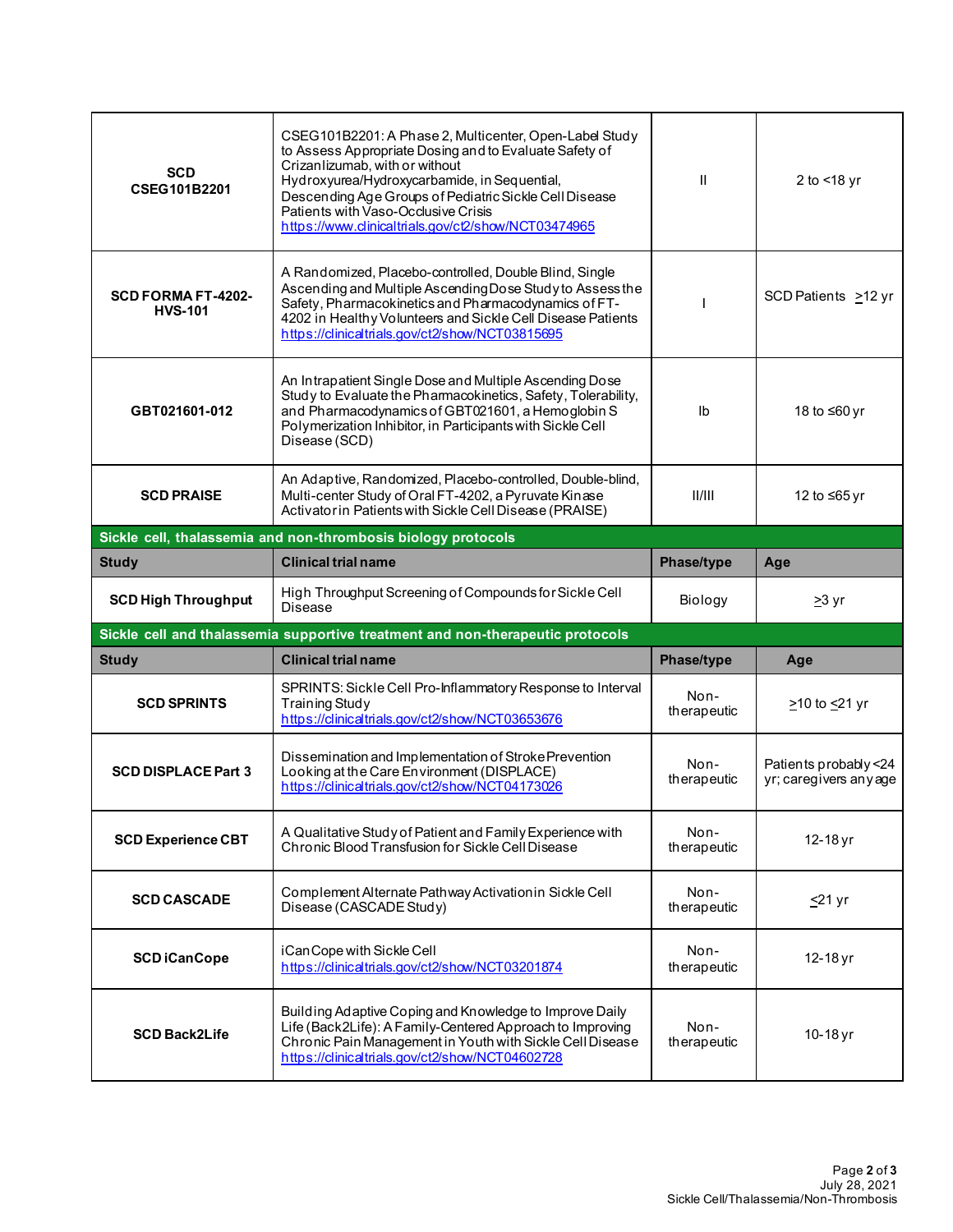| | | | |
|---|---|---|---|
| **SCD CSEG101B2201** | CSEG101B2201: A Phase 2, Multicenter, Open-Label Study to Assess Appropriate Dosing and to Evaluate Safety of Crizanlizumab, with or without Hydroxyurea/Hydroxycarbamide, in Sequential, Descending Age Groups of Pediatric Sickle Cell Disease Patients with Vaso-Occlusive Crisis https://www.clinicaltrials.gov/ct2/show/NCT03474965 | II | 2 to <18 yr |
| **SCD FORMA FT-4202-HVS-101** | A Randomized, Placebo-controlled, Double Blind, Single Ascending and Multiple Ascending Dose Study to Assess the Safety, Pharmacokinetics and Pharmacodynamics of FT-4202 in Healthy Volunteers and Sickle Cell Disease Patients https://clinicaltrials.gov/ct2/show/NCT03815695 | I | SCD Patients ≥12 yr |
| **GBT021601-012** | An Intrapatient Single Dose and Multiple Ascending Dose Study to Evaluate the Pharmacokinetics, Safety, Tolerability, and Pharmacodynamics of GBT021601, a Hemoglobin S Polymerization Inhibitor, in Participants with Sickle Cell Disease (SCD) | Ib | 18 to ≤60 yr |
| **SCD PRAISE** | An Adaptive, Randomized, Placebo-controlled, Double-blind, Multi-center Study of Oral FT-4202, a Pyruvate Kinase Activator in Patients with Sickle Cell Disease (PRAISE) | II/III | 12 to ≤65 yr |

**Sickle cell, thalassemia and non-thrombosis biology protocols**

| Study | Clinical trial name | Phase/type | Age |
|---|---|---|---|
| **SCD High Throughput** | High Throughput Screening of Compounds for Sickle Cell Disease | Biology | ≥3 yr |

**Sickle cell and thalassemia supportive treatment and non-therapeutic protocols**

| Study | Clinical trial name | Phase/type | Age |
|---|---|---|---|
| **SCD SPRINTS** | SPRINTS: Sickle Cell Pro-Inflammatory Response to Interval Training Study https://clinicaltrials.gov/ct2/show/NCT03653676 | Non-therapeutic | ≥10 to ≤21 yr |
| **SCD DISPLACE Part 3** | Dissemination and Implementation of Stroke Prevention Looking at the Care Environment (DISPLACE) https://clinicaltrials.gov/ct2/show/NCT04173026 | Non-therapeutic | Patients probably <24 yr; caregivers any age |
| **SCD Experience CBT** | A Qualitative Study of Patient and Family Experience with Chronic Blood Transfusion for Sickle Cell Disease | Non-therapeutic | 12-18 yr |
| **SCD CASCADE** | Complement Alternate Pathway Activation in Sickle Cell Disease (CASCADE Study) | Non-therapeutic | ≤21 yr |
| **SCD iCanCope** | iCanCope with Sickle Cell https://clinicaltrials.gov/ct2/show/NCT03201874 | Non-therapeutic | 12-18 yr |
| **SCD Back2Life** | Building Adaptive Coping and Knowledge to Improve Daily Life (Back2Life): A Family-Centered Approach to Improving Chronic Pain Management in Youth with Sickle Cell Disease https://clinicaltrials.gov/ct2/show/NCT04602728 | Non-therapeutic | 10-18 yr |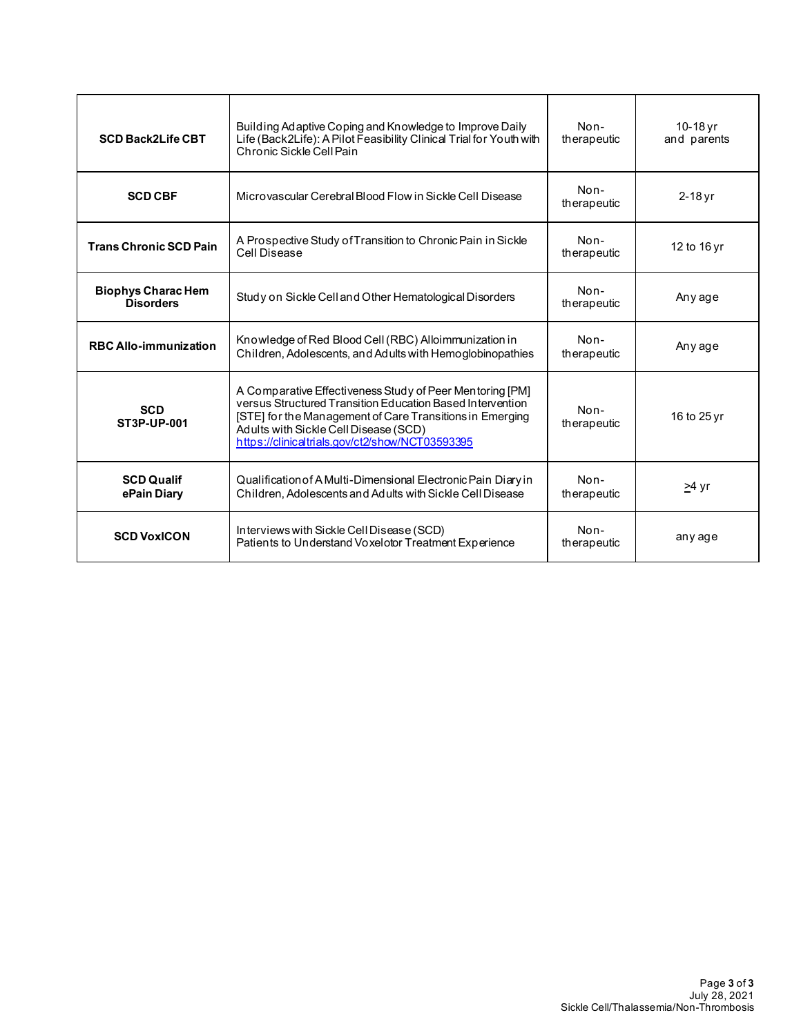| | | | |
|---|---|---|---|
| **SCD Back2Life CBT** | Building Adaptive Coping and Knowledge to Improve Daily Life (Back2Life): A Pilot Feasibility Clinical Trial for Youth with Chronic Sickle Cell Pain | Non-therapeutic | 10-18 yr and parents |
| **SCD CBF** | Microvascular Cerebral Blood Flow in Sickle Cell Disease | Non-therapeutic | 2-18 yr |
| **Trans Chronic SCD Pain** | A Prospective Study of Transition to Chronic Pain in Sickle Cell Disease | Non-therapeutic | 12 to 16 yr |
| **Biophys Charac Hem Disorders** | Study on Sickle Cell and Other Hematological Disorders | Non-therapeutic | Any age |
| **RBC Allo-immunization** | Knowledge of Red Blood Cell (RBC) Alloimmunization in Children, Adolescents, and Adults with Hemoglobinopathies | Non-therapeutic | Any age |
| **SCD ST3P-UP-001** | A Comparative Effectiveness Study of Peer Mentoring [PM] versus Structured Transition Education Based Intervention [STE] for the Management of Care Transitions in Emerging Adults with Sickle Cell Disease (SCD) https://clinicaltrials.gov/ct2/show/NCT03593395 | Non-therapeutic | 16 to 25 yr |
| **SCD Qualif ePain Diary** | Qualification of A Multi-Dimensional Electronic Pain Diary in Children, Adolescents and Adults with Sickle Cell Disease | Non-therapeutic | $\geq$4 yr |
| **SCD VoxICON** | Interviews with Sickle Cell Disease (SCD) Patients to Understand Voxelotor Treatment Experience | Non-therapeutic | any age |